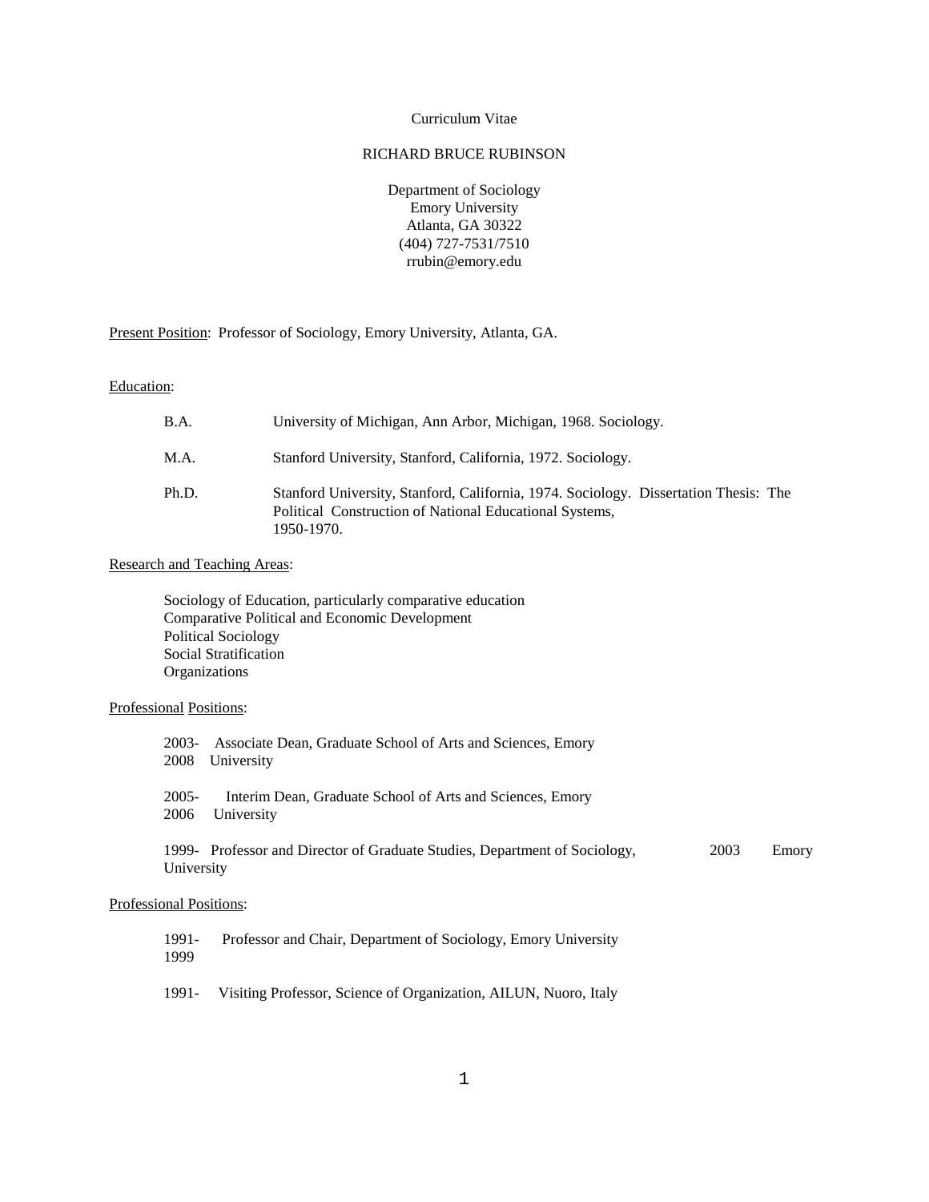Curriculum Vitae

RICHARD BRUCE RUBINSON

Department of Sociology
Emory University
Atlanta, GA 30322
(404) 727-7531/7510
rrubin@emory.edu

Present Position: Professor of Sociology, Emory University, Atlanta, GA.

Education:

| | |
|---|---|
| B.A. | University of Michigan, Ann Arbor, Michigan, 1968. Sociology. |
| M.A. | Stanford University, Stanford, California, 1972. Sociology. |
| Ph.D. | Stanford University, Stanford, California, 1974. Sociology. Dissertation Thesis: The Political Construction of National Educational Systems, 1950-1970. |

Research and Teaching Areas:

Sociology of Education, particularly comparative education
Comparative Political and Economic Development
Political Sociology
Social Stratification
Organizations

Professional Positions:

2003-2008 Associate Dean, Graduate School of Arts and Sciences, Emory University

2005-2006 Interim Dean, Graduate School of Arts and Sciences, Emory University

1999-2003 Professor and Director of Graduate Studies, Department of Sociology, Emory University

Professional Positions:

1991-1999 Professor and Chair, Department of Sociology, Emory University

1991- Visiting Professor, Science of Organization, AILUN, Nuoro, Italy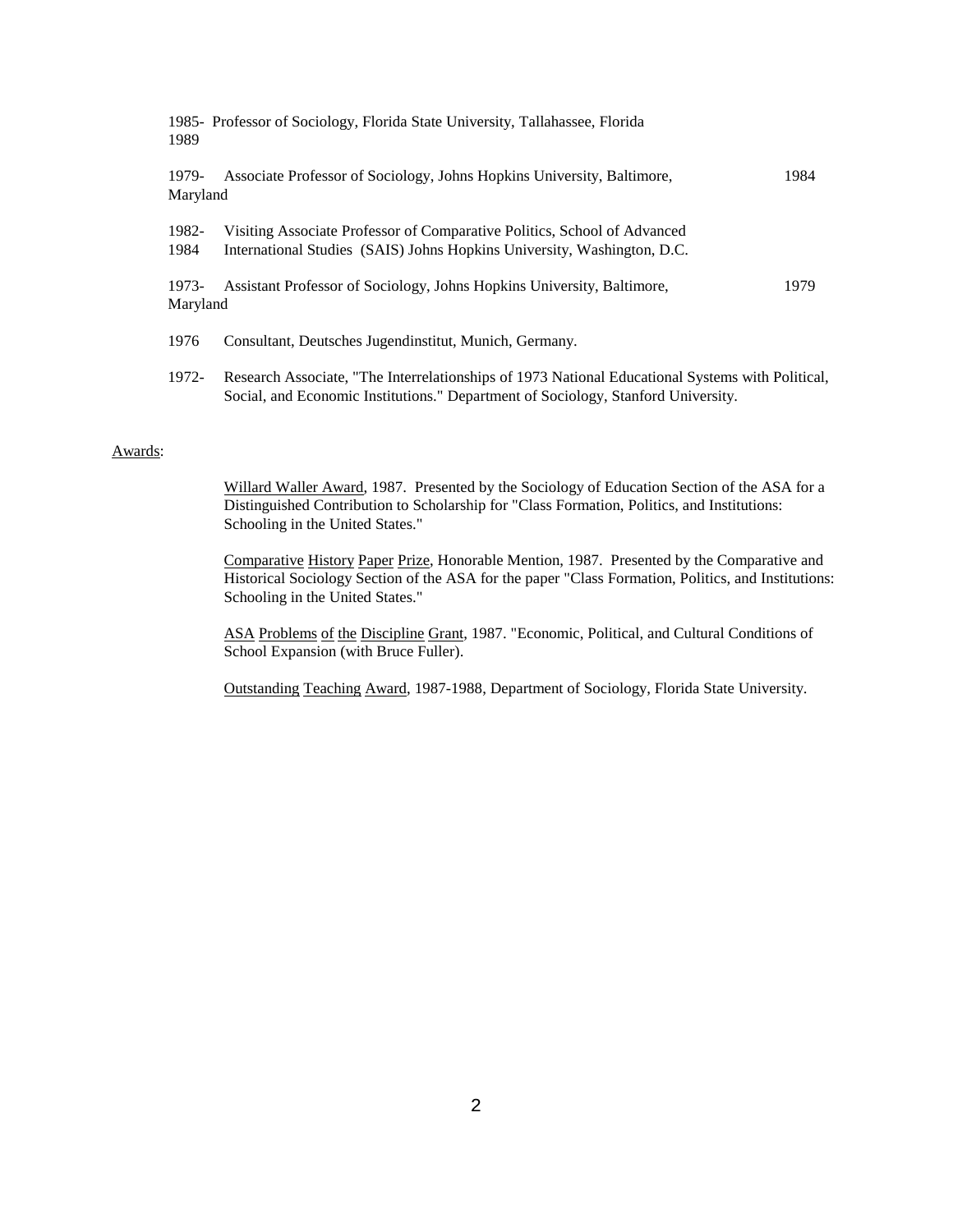1985-1989 Professor of Sociology, Florida State University, Tallahassee, Florida

1979-1984 Associate Professor of Sociology, Johns Hopkins University, Baltimore, Maryland

1982-1984 Visiting Associate Professor of Comparative Politics, School of Advanced International Studies (SAIS) Johns Hopkins University, Washington, D.C.

1973-1979 Assistant Professor of Sociology, Johns Hopkins University, Baltimore, Maryland

1976 Consultant, Deutsches Jugendinstitut, Munich, Germany.

1972-1973 Research Associate, "The Interrelationships of National Educational Systems with Political, Social, and Economic Institutions." Department of Sociology, Stanford University.

Awards:

Willard Waller Award, 1987. Presented by the Sociology of Education Section of the ASA for a Distinguished Contribution to Scholarship for "Class Formation, Politics, and Institutions: Schooling in the United States."

Comparative History Paper Prize, Honorable Mention, 1987. Presented by the Comparative and Historical Sociology Section of the ASA for the paper "Class Formation, Politics, and Institutions: Schooling in the United States."

ASA Problems of the Discipline Grant, 1987. "Economic, Political, and Cultural Conditions of School Expansion (with Bruce Fuller).

Outstanding Teaching Award, 1987-1988, Department of Sociology, Florida State University.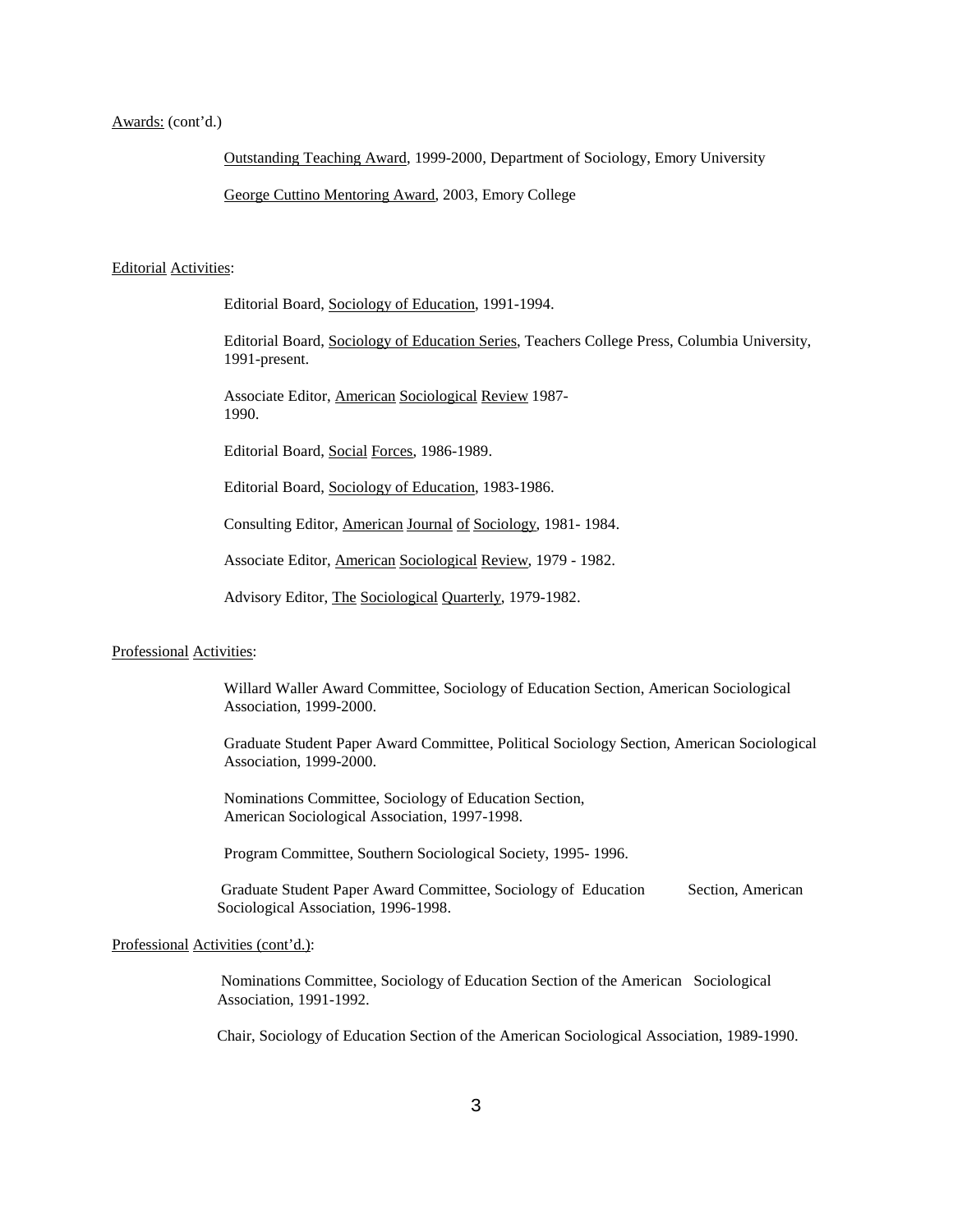Awards: (cont'd.)

Outstanding Teaching Award, 1999-2000, Department of Sociology, Emory University

George Cuttino Mentoring Award, 2003, Emory College

Editorial Activities:

Editorial Board, Sociology of Education, 1991-1994.

Editorial Board, Sociology of Education Series, Teachers College Press, Columbia University, 1991-present.

Associate Editor, American Sociological Review 1987-1990.

Editorial Board, Social Forces, 1986-1989.

Editorial Board, Sociology of Education, 1983-1986.

Consulting Editor, American Journal of Sociology, 1981- 1984.

Associate Editor, American Sociological Review, 1979 - 1982.

Advisory Editor, The Sociological Quarterly, 1979-1982.

Professional Activities:

Willard Waller Award Committee, Sociology of Education Section, American Sociological Association, 1999-2000.

Graduate Student Paper Award Committee, Political Sociology Section, American Sociological Association, 1999-2000.

Nominations Committee, Sociology of Education Section, American Sociological Association, 1997-1998.

Program Committee, Southern Sociological Society, 1995- 1996.

Graduate Student Paper Award Committee, Sociology of Education Section, American Sociological Association, 1996-1998.

Professional Activities (cont'd.):

Nominations Committee, Sociology of Education Section of the American Sociological Association, 1991-1992.

Chair, Sociology of Education Section of the American Sociological Association, 1989-1990.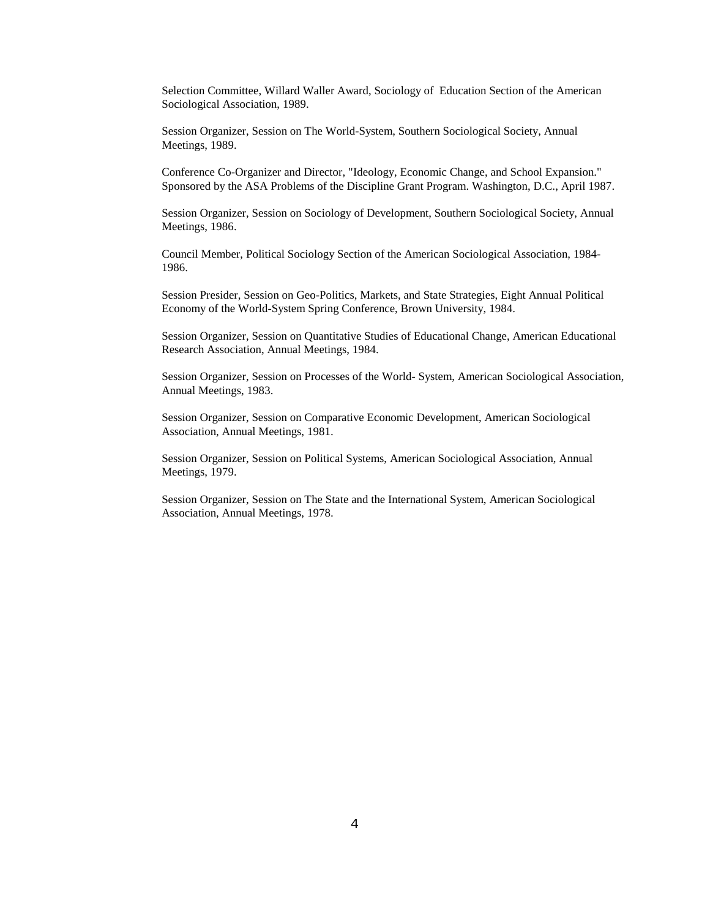Selection Committee, Willard Waller Award, Sociology of Education Section of the American Sociological Association, 1989.

Session Organizer, Session on The World-System, Southern Sociological Society, Annual Meetings, 1989.

Conference Co-Organizer and Director, "Ideology, Economic Change, and School Expansion." Sponsored by the ASA Problems of the Discipline Grant Program. Washington, D.C., April 1987.

Session Organizer, Session on Sociology of Development, Southern Sociological Society, Annual Meetings, 1986.

Council Member, Political Sociology Section of the American Sociological Association, 1984-1986.

Session Presider, Session on Geo-Politics, Markets, and State Strategies, Eight Annual Political Economy of the World-System Spring Conference, Brown University, 1984.

Session Organizer, Session on Quantitative Studies of Educational Change, American Educational Research Association, Annual Meetings, 1984.

Session Organizer, Session on Processes of the World- System, American Sociological Association, Annual Meetings, 1983.

Session Organizer, Session on Comparative Economic Development, American Sociological Association, Annual Meetings, 1981.

Session Organizer, Session on Political Systems, American Sociological Association, Annual Meetings, 1979.

Session Organizer, Session on The State and the International System, American Sociological Association, Annual Meetings, 1978.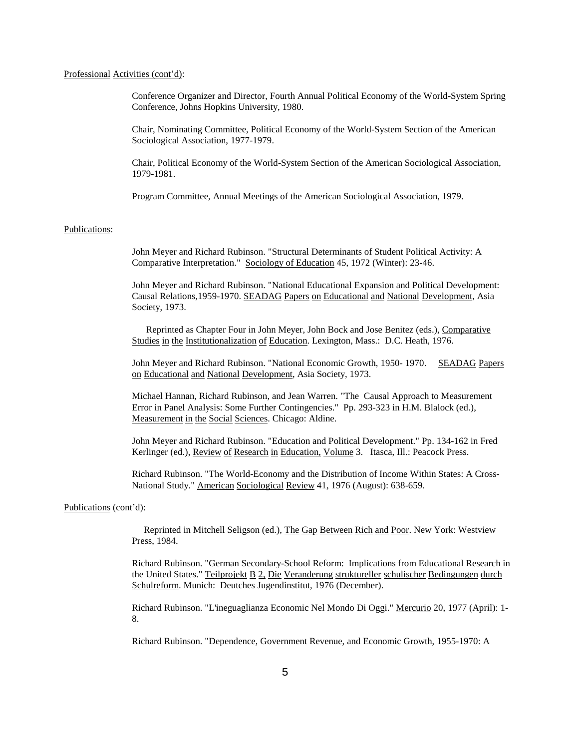Professional Activities (cont'd):

Conference Organizer and Director, Fourth Annual Political Economy of the World-System Spring Conference, Johns Hopkins University, 1980.

Chair, Nominating Committee, Political Economy of the World-System Section of the American Sociological Association, 1977-1979.

Chair, Political Economy of the World-System Section of the American Sociological Association, 1979-1981.

Program Committee, Annual Meetings of the American Sociological Association, 1979.

Publications:

John Meyer and Richard Rubinson. "Structural Determinants of Student Political Activity: A Comparative Interpretation." Sociology of Education 45, 1972 (Winter): 23-46.

John Meyer and Richard Rubinson. "National Educational Expansion and Political Development: Causal Relations,1959-1970. SEADAG Papers on Educational and National Development, Asia Society, 1973.

Reprinted as Chapter Four in John Meyer, John Bock and Jose Benitez (eds.), Comparative Studies in the Institutionalization of Education. Lexington, Mass.: D.C. Heath, 1976.

John Meyer and Richard Rubinson. "National Economic Growth, 1950- 1970. SEADAG Papers on Educational and National Development, Asia Society, 1973.

Michael Hannan, Richard Rubinson, and Jean Warren. "The Causal Approach to Measurement Error in Panel Analysis: Some Further Contingencies." Pp. 293-323 in H.M. Blalock (ed.), Measurement in the Social Sciences. Chicago: Aldine.

John Meyer and Richard Rubinson. "Education and Political Development." Pp. 134-162 in Fred Kerlinger (ed.), Review of Research in Education, Volume 3. Itasca, Ill.: Peacock Press.

Richard Rubinson. "The World-Economy and the Distribution of Income Within States: A Cross-National Study." American Sociological Review 41, 1976 (August): 638-659.

Publications (cont'd):

Reprinted in Mitchell Seligson (ed.), The Gap Between Rich and Poor. New York: Westview Press, 1984.

Richard Rubinson. "German Secondary-School Reform: Implications from Educational Research in the United States." Teilprojekt B 2, Die Veranderung struktureller schulischer Bedingungen durch Schulreform. Munich: Deutches Jugendinstitut, 1976 (December).

Richard Rubinson. "L'ineguaglianza Economic Nel Mondo Di Oggi." Mercurio 20, 1977 (April): 1-8.

Richard Rubinson. "Dependence, Government Revenue, and Economic Growth, 1955-1970: A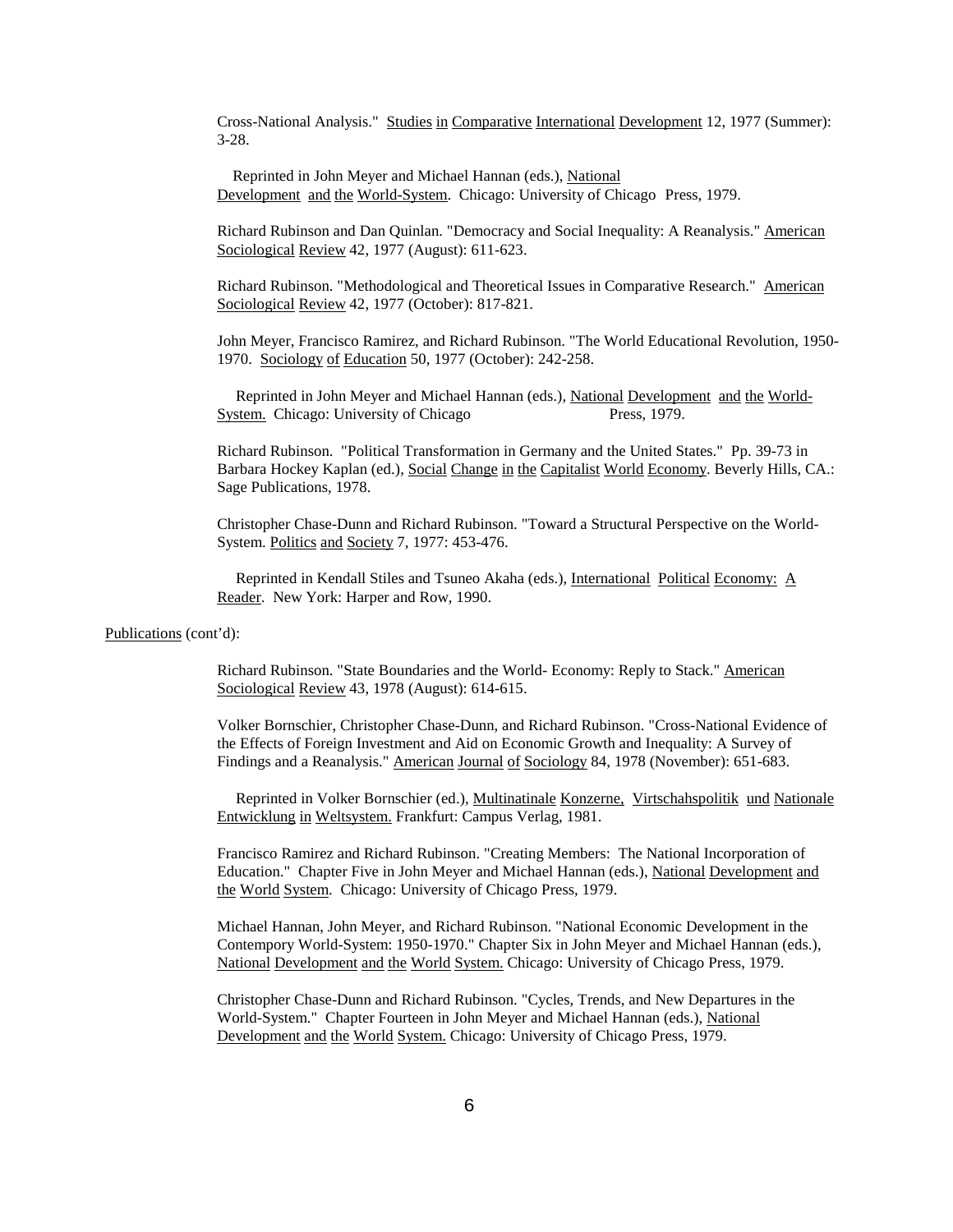Cross-National Analysis." Studies in Comparative International Development 12, 1977 (Summer): 3-28.

Reprinted in John Meyer and Michael Hannan (eds.), National Development and the World-System. Chicago: University of Chicago Press, 1979.

Richard Rubinson and Dan Quinlan. "Democracy and Social Inequality: A Reanalysis." American Sociological Review 42, 1977 (August): 611-623.

Richard Rubinson. "Methodological and Theoretical Issues in Comparative Research." American Sociological Review 42, 1977 (October): 817-821.

John Meyer, Francisco Ramirez, and Richard Rubinson. "The World Educational Revolution, 1950-1970. Sociology of Education 50, 1977 (October): 242-258.

Reprinted in John Meyer and Michael Hannan (eds.), National Development and the World-System. Chicago: University of Chicago Press, 1979.

Richard Rubinson. "Political Transformation in Germany and the United States." Pp. 39-73 in Barbara Hockey Kaplan (ed.), Social Change in the Capitalist World Economy. Beverly Hills, CA.: Sage Publications, 1978.

Christopher Chase-Dunn and Richard Rubinson. "Toward a Structural Perspective on the World-System. Politics and Society 7, 1977: 453-476.

Reprinted in Kendall Stiles and Tsuneo Akaha (eds.), International Political Economy: A Reader. New York: Harper and Row, 1990.

Publications (cont'd):

Richard Rubinson. "State Boundaries and the World- Economy: Reply to Stack." American Sociological Review 43, 1978 (August): 614-615.

Volker Bornschier, Christopher Chase-Dunn, and Richard Rubinson. "Cross-National Evidence of the Effects of Foreign Investment and Aid on Economic Growth and Inequality: A Survey of Findings and a Reanalysis." American Journal of Sociology 84, 1978 (November): 651-683.

Reprinted in Volker Bornschier (ed.), Multinatinale Konzerne, Virtschahspolitik und Nationale Entwicklung in Weltsystem. Frankfurt: Campus Verlag, 1981.

Francisco Ramirez and Richard Rubinson. "Creating Members: The National Incorporation of Education." Chapter Five in John Meyer and Michael Hannan (eds.), National Development and the World System. Chicago: University of Chicago Press, 1979.

Michael Hannan, John Meyer, and Richard Rubinson. "National Economic Development in the Contempory World-System: 1950-1970." Chapter Six in John Meyer and Michael Hannan (eds.), National Development and the World System. Chicago: University of Chicago Press, 1979.

Christopher Chase-Dunn and Richard Rubinson. "Cycles, Trends, and New Departures in the World-System." Chapter Fourteen in John Meyer and Michael Hannan (eds.), National Development and the World System. Chicago: University of Chicago Press, 1979.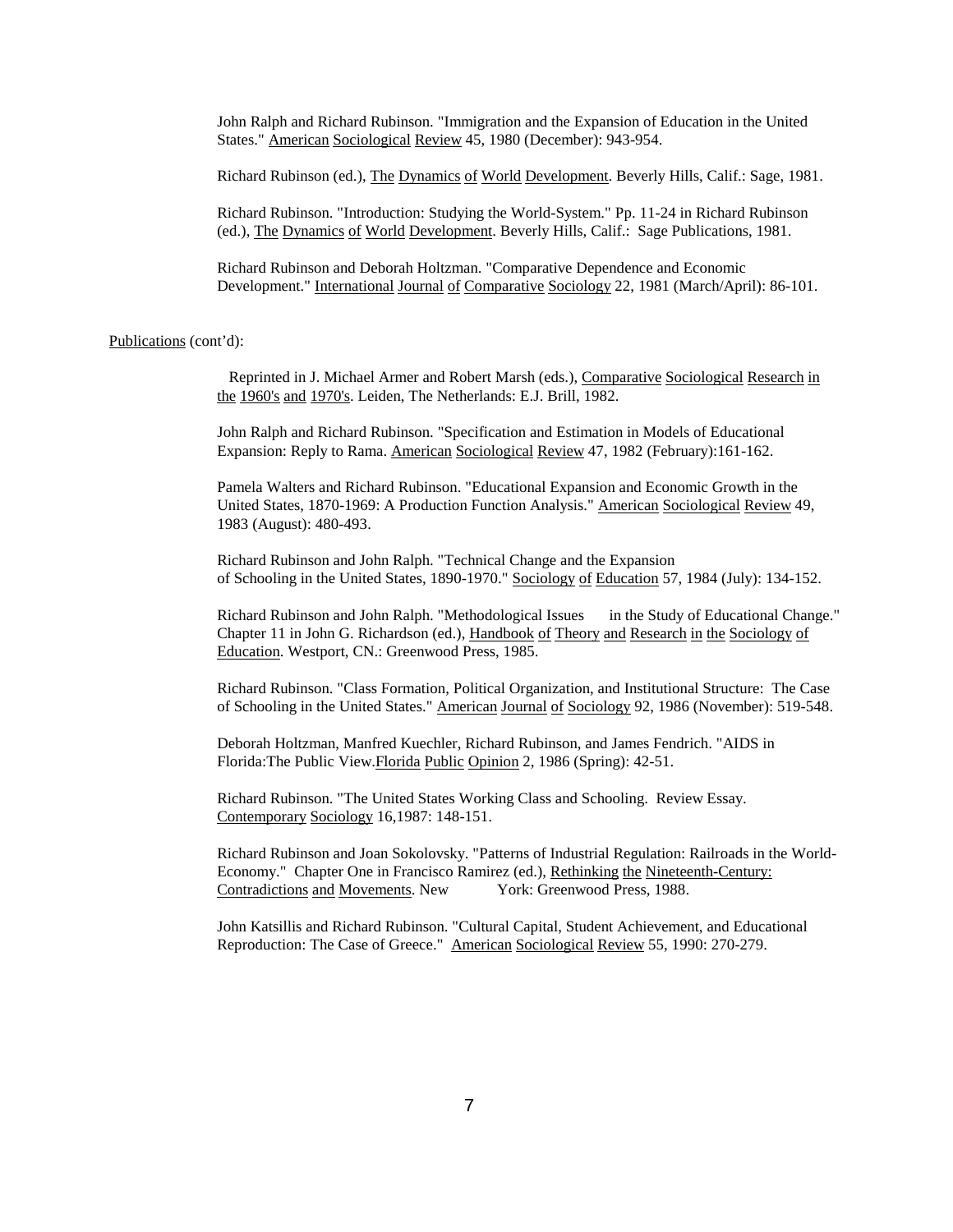John Ralph and Richard Rubinson. "Immigration and the Expansion of Education in the United States." American Sociological Review 45, 1980 (December): 943-954.

Richard Rubinson (ed.), The Dynamics of World Development. Beverly Hills, Calif.: Sage, 1981.

Richard Rubinson. "Introduction: Studying the World-System." Pp. 11-24 in Richard Rubinson (ed.), The Dynamics of World Development. Beverly Hills, Calif.: Sage Publications, 1981.

Richard Rubinson and Deborah Holtzman. "Comparative Dependence and Economic Development." International Journal of Comparative Sociology 22, 1981 (March/April): 86-101.

Publications (cont'd):

Reprinted in J. Michael Armer and Robert Marsh (eds.), Comparative Sociological Research in the 1960's and 1970's. Leiden, The Netherlands: E.J. Brill, 1982.

John Ralph and Richard Rubinson. "Specification and Estimation in Models of Educational Expansion: Reply to Rama. American Sociological Review 47, 1982 (February):161-162.

Pamela Walters and Richard Rubinson. "Educational Expansion and Economic Growth in the United States, 1870-1969: A Production Function Analysis." American Sociological Review 49, 1983 (August): 480-493.

Richard Rubinson and John Ralph. "Technical Change and the Expansion of Schooling in the United States, 1890-1970." Sociology of Education 57, 1984 (July): 134-152.

Richard Rubinson and John Ralph. "Methodological Issues in the Study of Educational Change." Chapter 11 in John G. Richardson (ed.), Handbook of Theory and Research in the Sociology of Education. Westport, CN.: Greenwood Press, 1985.

Richard Rubinson. "Class Formation, Political Organization, and Institutional Structure: The Case of Schooling in the United States." American Journal of Sociology 92, 1986 (November): 519-548.

Deborah Holtzman, Manfred Kuechler, Richard Rubinson, and James Fendrich. "AIDS in Florida:The Public View.Florida Public Opinion 2, 1986 (Spring): 42-51.

Richard Rubinson. "The United States Working Class and Schooling. Review Essay. Contemporary Sociology 16,1987: 148-151.

Richard Rubinson and Joan Sokolovsky. "Patterns of Industrial Regulation: Railroads in the World-Economy." Chapter One in Francisco Ramirez (ed.), Rethinking the Nineteenth-Century: Contradictions and Movements. New York: Greenwood Press, 1988.

John Katsillis and Richard Rubinson. "Cultural Capital, Student Achievement, and Educational Reproduction: The Case of Greece." American Sociological Review 55, 1990: 270-279.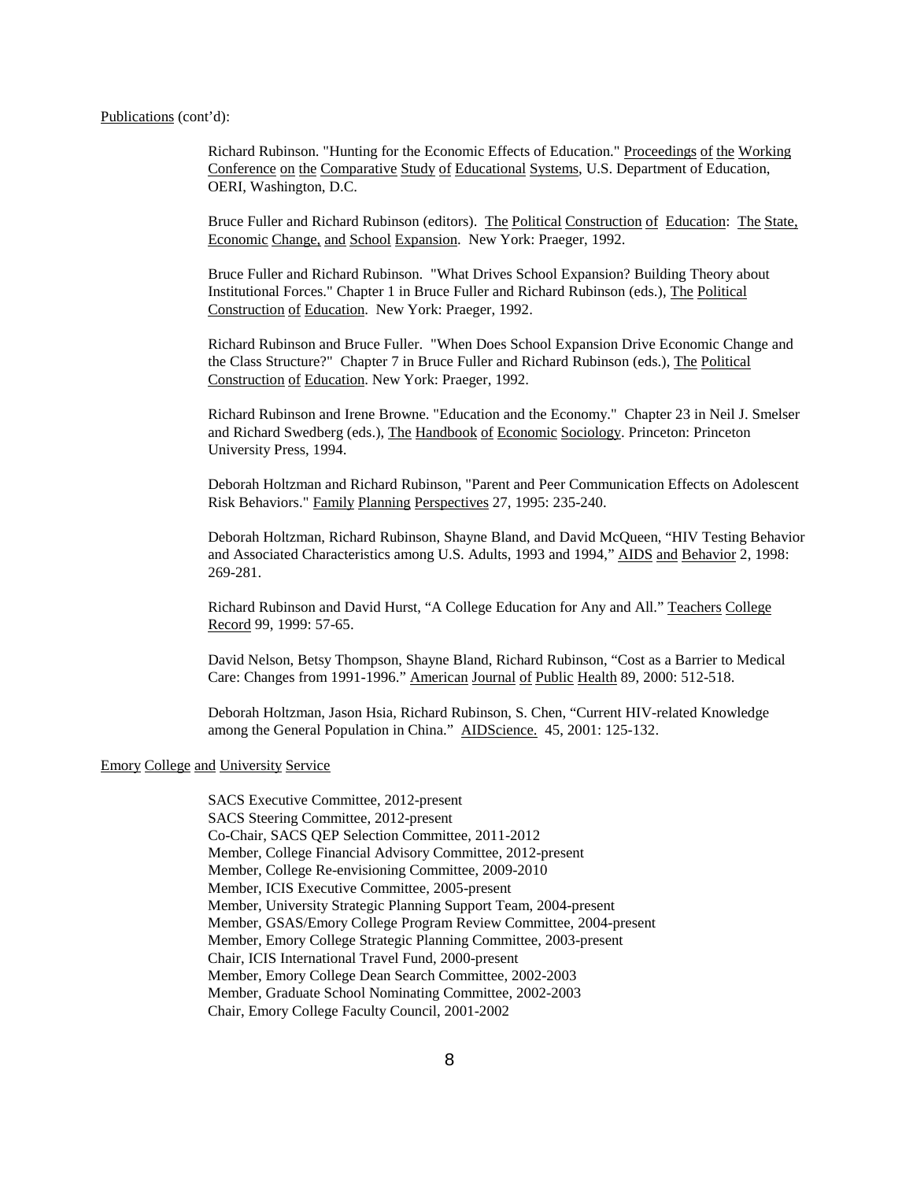Publications (cont'd):

Richard Rubinson. "Hunting for the Economic Effects of Education." Proceedings of the Working Conference on the Comparative Study of Educational Systems, U.S. Department of Education, OERI, Washington, D.C.

Bruce Fuller and Richard Rubinson (editors). The Political Construction of Education: The State, Economic Change, and School Expansion. New York: Praeger, 1992.

Bruce Fuller and Richard Rubinson. "What Drives School Expansion? Building Theory about Institutional Forces." Chapter 1 in Bruce Fuller and Richard Rubinson (eds.), The Political Construction of Education. New York: Praeger, 1992.

Richard Rubinson and Bruce Fuller. "When Does School Expansion Drive Economic Change and the Class Structure?" Chapter 7 in Bruce Fuller and Richard Rubinson (eds.), The Political Construction of Education. New York: Praeger, 1992.

Richard Rubinson and Irene Browne. "Education and the Economy." Chapter 23 in Neil J. Smelser and Richard Swedberg (eds.), The Handbook of Economic Sociology. Princeton: Princeton University Press, 1994.

Deborah Holtzman and Richard Rubinson, "Parent and Peer Communication Effects on Adolescent Risk Behaviors." Family Planning Perspectives 27, 1995: 235-240.

Deborah Holtzman, Richard Rubinson, Shayne Bland, and David McQueen, "HIV Testing Behavior and Associated Characteristics among U.S. Adults, 1993 and 1994," AIDS and Behavior 2, 1998: 269-281.

Richard Rubinson and David Hurst, "A College Education for Any and All." Teachers College Record 99, 1999: 57-65.

David Nelson, Betsy Thompson, Shayne Bland, Richard Rubinson, "Cost as a Barrier to Medical Care: Changes from 1991-1996." American Journal of Public Health 89, 2000: 512-518.

Deborah Holtzman, Jason Hsia, Richard Rubinson, S. Chen, "Current HIV-related Knowledge among the General Population in China." AIDScience. 45, 2001: 125-132.

Emory College and University Service

SACS Executive Committee, 2012-present
SACS Steering Committee, 2012-present
Co-Chair, SACS QEP Selection Committee, 2011-2012
Member, College Financial Advisory Committee, 2012-present
Member, College Re-envisioning Committee, 2009-2010
Member, ICIS Executive Committee, 2005-present
Member, University Strategic Planning Support Team, 2004-present
Member, GSAS/Emory College Program Review Committee, 2004-present
Member, Emory College Strategic Planning Committee, 2003-present
Chair, ICIS International Travel Fund, 2000-present
Member, Emory College Dean Search Committee, 2002-2003
Member, Graduate School Nominating Committee, 2002-2003
Chair, Emory College Faculty Council, 2001-2002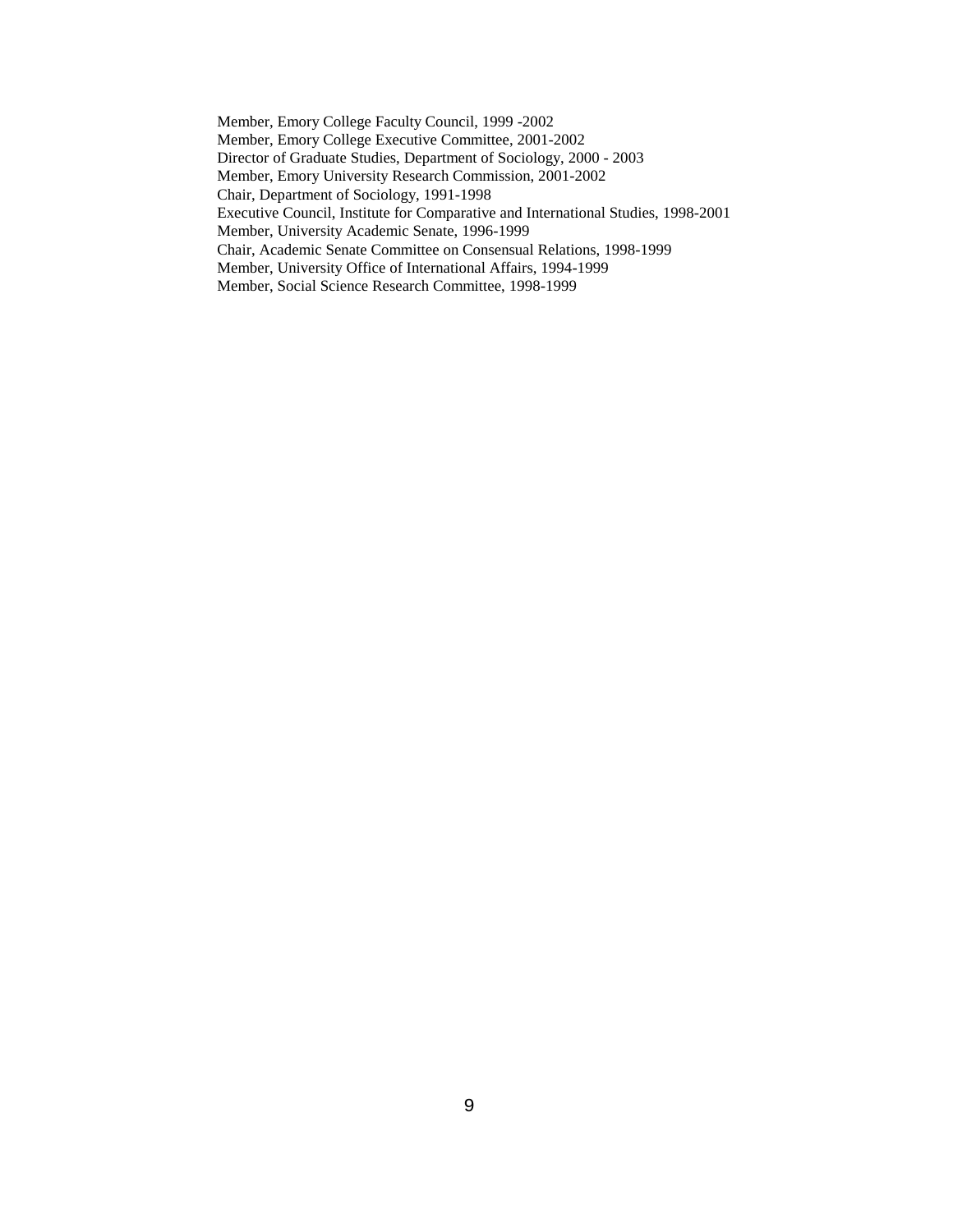Member, Emory College Faculty Council, 1999 -2002
Member, Emory College Executive Committee, 2001-2002
Director of Graduate Studies, Department of Sociology, 2000 - 2003
Member, Emory University Research Commission, 2001-2002
Chair, Department of Sociology, 1991-1998
Executive Council, Institute for Comparative and International Studies, 1998-2001
Member, University Academic Senate, 1996-1999
Chair, Academic Senate Committee on Consensual Relations, 1998-1999
Member, University Office of International Affairs, 1994-1999
Member, Social Science Research Committee, 1998-1999